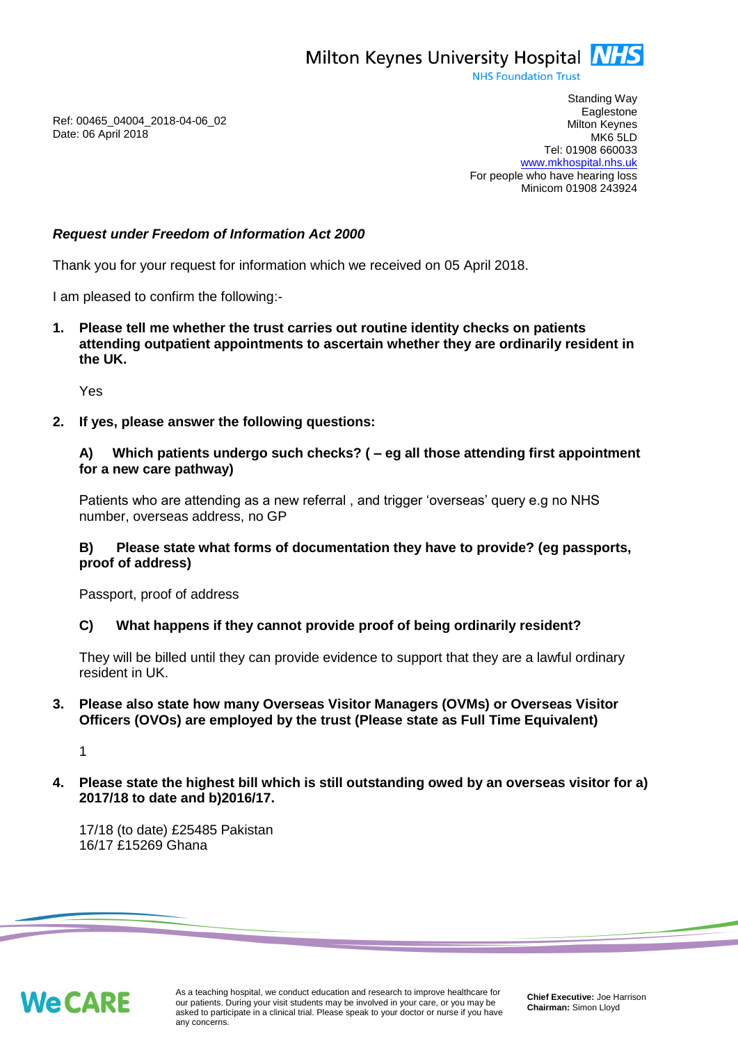Milton Keynes University Hospital NHS
NHS Foundation Trust

Standing Way
Eaglestone
Milton Keynes
MK6 5LD
Tel: 01908 660033
www.mkhospital.nhs.uk
For people who have hearing loss
Minicom 01908 243924

Ref: 00465_04004_2018-04-06_02
Date: 06 April 2018

***Request under Freedom of Information Act 2000***

Thank you for your request for information which we received on 05 April 2018.

I am pleased to confirm the following:-

1. **Please tell me whether the trust carries out routine identity checks on patients attending outpatient appointments to ascertain whether they are ordinarily resident in the UK.**

   Yes

2. **If yes, please answer the following questions:**

   **A) Which patients undergo such checks? ( – eg all those attending first appointment for a new care pathway)**

   Patients who are attending as a new referral , and trigger 'overseas' query e.g no NHS number, overseas address, no GP

   **B) Please state what forms of documentation they have to provide? (eg passports, proof of address)**

   Passport, proof of address

   **C) What happens if they cannot provide proof of being ordinarily resident?**

   They will be billed until they can provide evidence to support that they are a lawful ordinary resident in UK.

3. **Please also state how many Overseas Visitor Managers (OVMs) or Overseas Visitor Officers (OVOs) are employed by the trust (Please state as Full Time Equivalent)**

   1

4. **Please state the highest bill which is still outstanding owed by an overseas visitor for a) 2017/18 to date and b)2016/17.**

   17/18 (to date) £25485 Pakistan
   16/17 £15269 Ghana

We CARE

As a teaching hospital, we conduct education and research to improve healthcare for our patients. During your visit students may be involved in your care, or you may be asked to participate in a clinical trial. Please speak to your doctor or nurse if you have any concerns.

**Chief Executive:** Joe Harrison
**Chairman:** Simon Lloyd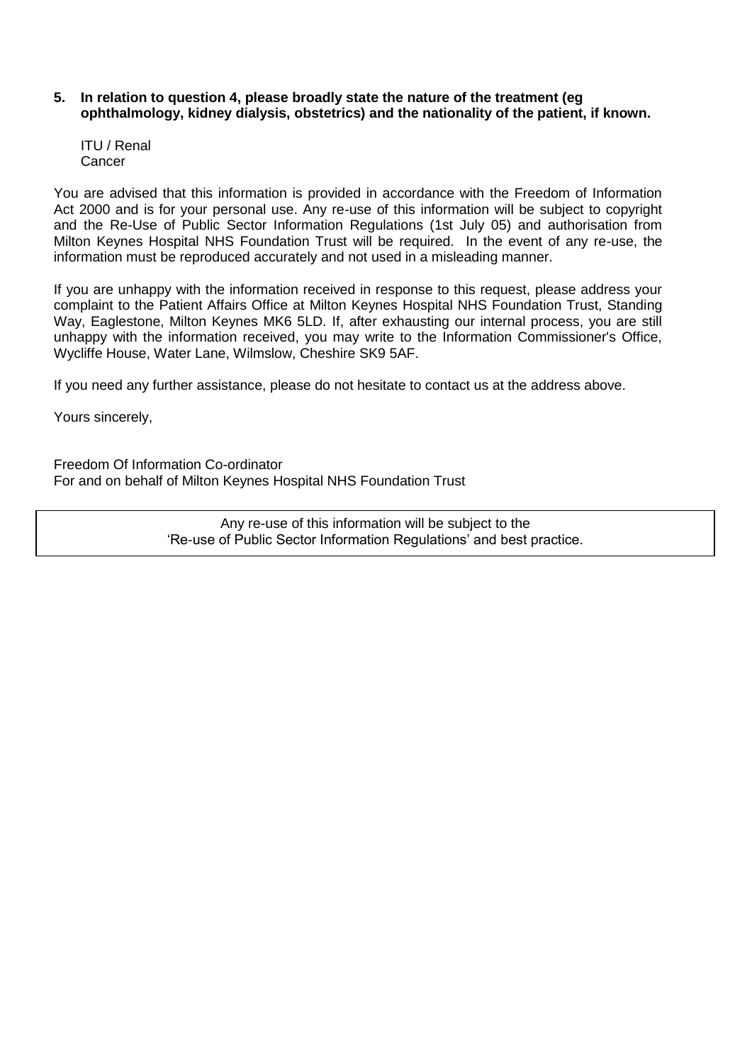**5. In relation to question 4, please broadly state the nature of the treatment (eg ophthalmology, kidney dialysis, obstetrics) and the nationality of the patient, if known.**

ITU / Renal
Cancer

You are advised that this information is provided in accordance with the Freedom of Information Act 2000 and is for your personal use. Any re-use of this information will be subject to copyright and the Re-Use of Public Sector Information Regulations (1st July 05) and authorisation from Milton Keynes Hospital NHS Foundation Trust will be required. In the event of any re-use, the information must be reproduced accurately and not used in a misleading manner.

If you are unhappy with the information received in response to this request, please address your complaint to the Patient Affairs Office at Milton Keynes Hospital NHS Foundation Trust, Standing Way, Eaglestone, Milton Keynes MK6 5LD. If, after exhausting our internal process, you are still unhappy with the information received, you may write to the Information Commissioner's Office, Wycliffe House, Water Lane, Wilmslow, Cheshire SK9 5AF.

If you need any further assistance, please do not hesitate to contact us at the address above.

Yours sincerely,

Freedom Of Information Co-ordinator
For and on behalf of Milton Keynes Hospital NHS Foundation Trust

Any re-use of this information will be subject to the
'Re-use of Public Sector Information Regulations' and best practice.